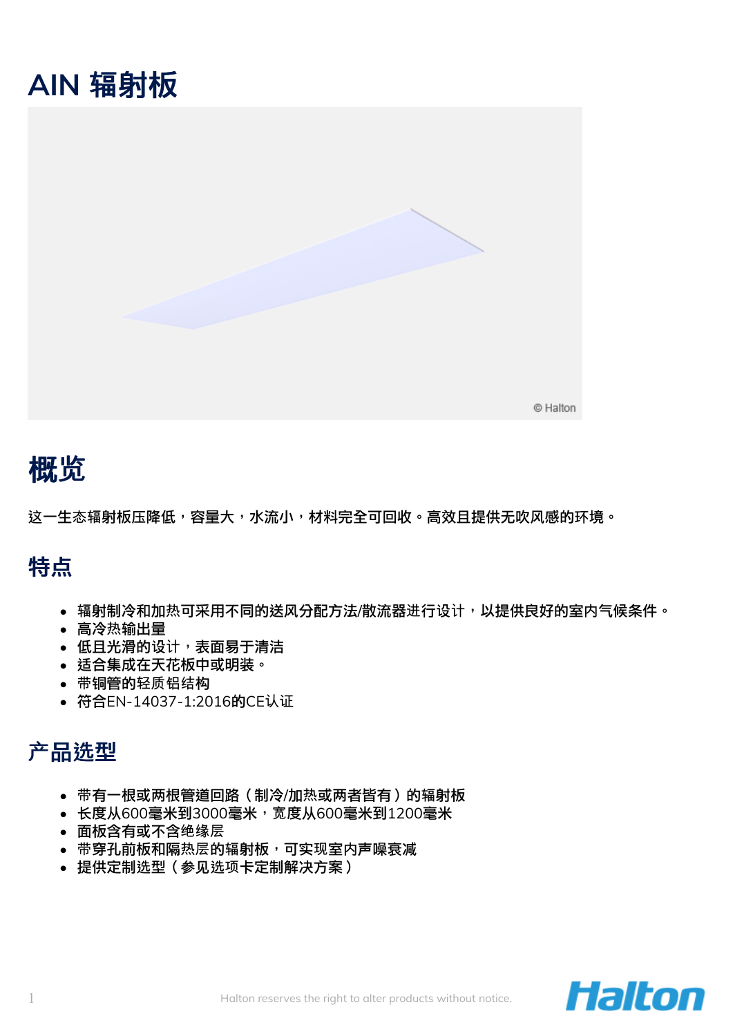# AIN 辐射板

© Halton

## 概览

这一生态辐射板压降低，容量大，水流小，材料完全可回收。高效且提供无吹风感的环境。

## 特点

- 辐射制冷和加热可采用不同的送风分配方法/散流器进行设计，以提供良好的室内气候条件。
- 高冷热输出量
- 低且光滑的设计，表面易于清洁
- 适合集成在天花板中或明装。
- 带铜管的轻质铝结构
- 符合EN-14037-1:2016的CE认证

## 产品选型

- 带有一根或两根管道回路（制冷/加热或两者皆有）的辐射板
- 长度从600毫米到3000毫米，宽度从600毫米到1200毫米
- 面板含有或不含绝缘层
- 带穿孔前板和隔热层的辐射板，可实现室内声噪衰减
- 提供定制选型（参见选项卡定制解决方案）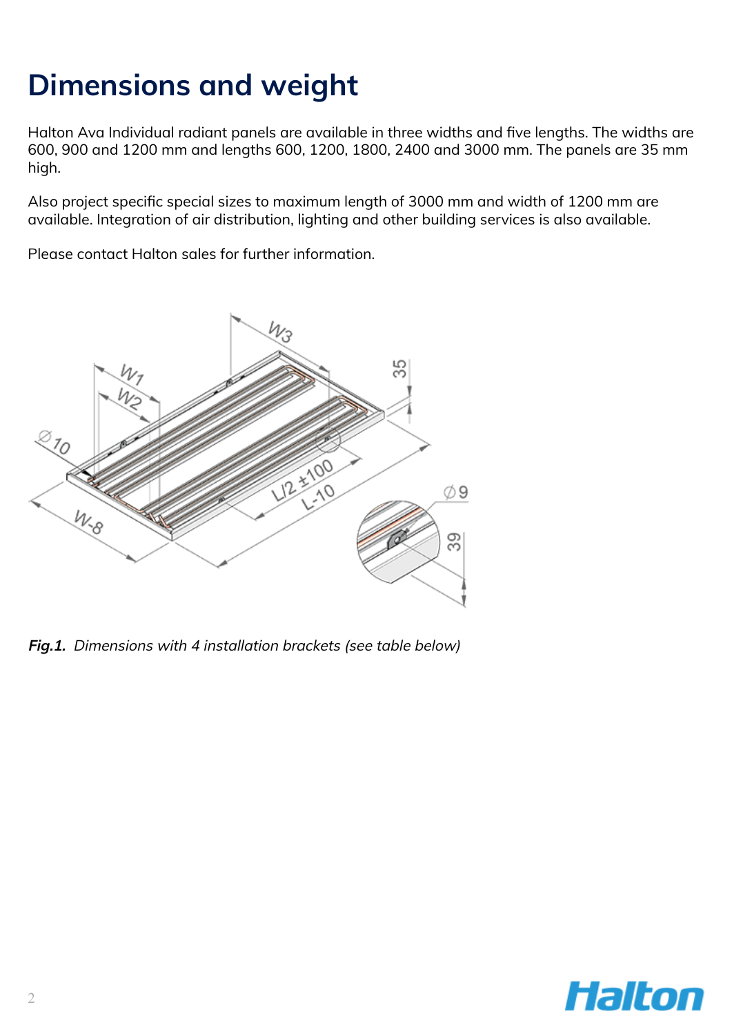# Dimensions and weight

Halton Ava Individual radiant panels are available in three widths and five lengths. The widths are 600, 900 and 1200 mm and lengths 600, 1200, 1800, 2400 and 3000 mm. The panels are 35 mm high.

Also project specific special sizes to maximum length of 3000 mm and width of 1200 mm are available. Integration of air distribution, lighting and other building services is also available.

Please contact Halton sales for further information.

***Fig.1.*** *Dimensions with 4 installation brackets (see table below)*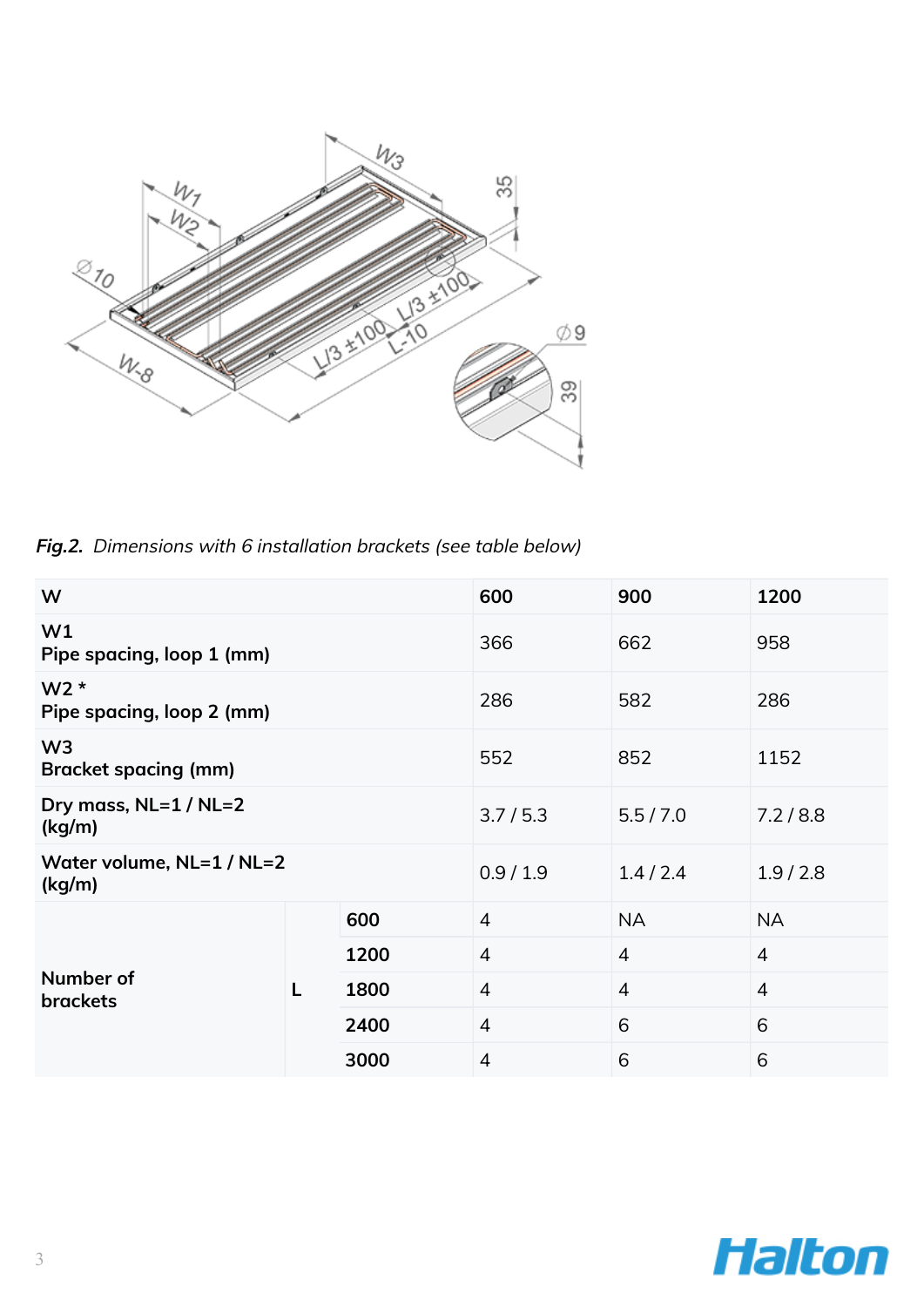*Fig.2. Dimensions with 6 installation brackets (see table below)*

| W | | | 600 | 900 | 1200 |
|---|---|---|---|---|---|
| W1<br>Pipe spacing, loop 1 (mm) | | | 366 | 662 | 958 |
| W2 *<br>Pipe spacing, loop 2 (mm) | | | 286 | 582 | 286 |
| W3<br>Bracket spacing (mm) | | | 552 | 852 | 1152 |
| Dry mass, NL=1 / NL=2<br>(kg/m) | | | 3.7 / 5.3 | 5.5 / 7.0 | 7.2 / 8.8 |
| Water volume, NL=1 / NL=2<br>(kg/m) | | | 0.9 / 1.9 | 1.4 / 2.4 | 1.9 / 2.8 |
| Number of brackets | L | 600 | 4 | NA | NA |
| | | 1200 | 4 | 4 | 4 |
| | | 1800 | 4 | 4 | 4 |
| | | 2400 | 4 | 6 | 6 |
| | | 3000 | 4 | 6 | 6 |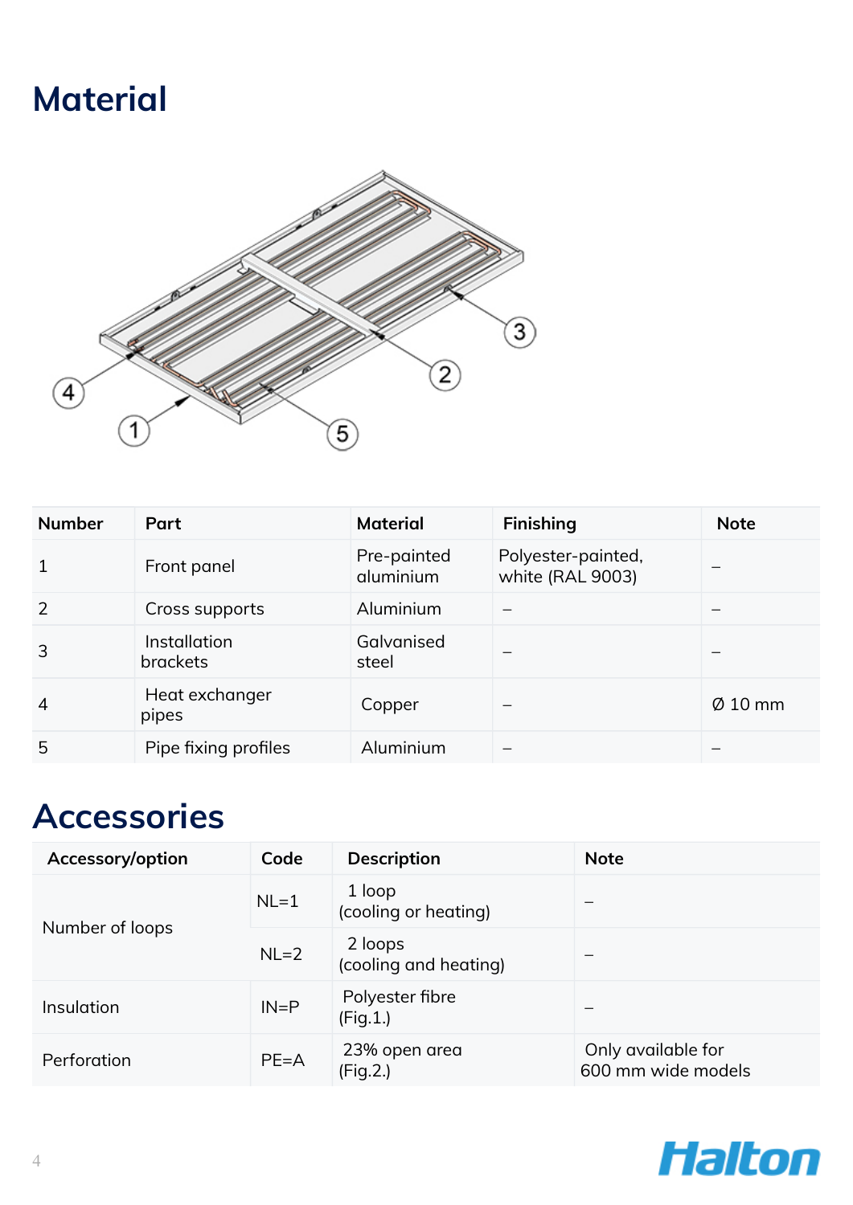# Material

1
2
3
4
5

| Number | Part | Material | Finishing | Note |
|---|---|---|---|---|
| 1 | Front panel | Pre-painted aluminium | Polyester-painted, white (RAL 9003) | – |
| 2 | Cross supports | Aluminium | – | – |
| 3 | Installation brackets | Galvanised steel | – | – |
| 4 | Heat exchanger pipes | Copper | – | Ø 10 mm |
| 5 | Pipe fixing profiles | Aluminium | – | – |

# Accessories

| Accessory/option | Code | Description | Note |
|---|---|---|---|
| Number of loops | NL=1 | 1 loop (cooling or heating) | – |
| | NL=2 | 2 loops (cooling and heating) | – |
| Insulation | IN=P | Polyester fibre (Fig.1.) | – |
| Perforation | PE=A | 23% open area (Fig.2.) | Only available for 600 mm wide models |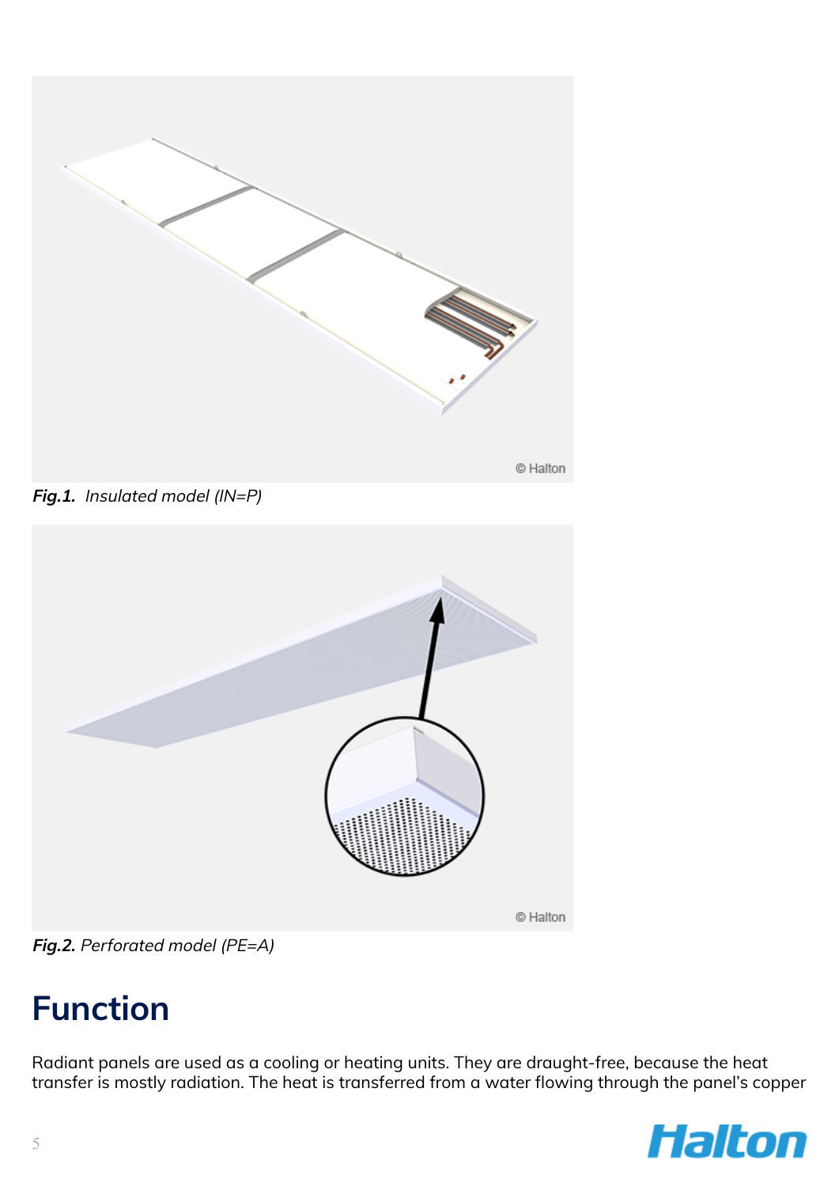*Fig.1.* *Insulated model (IN=P)*

*Fig.2.* *Perforated model (PE=A)*

# Function

Radiant panels are used as a cooling or heating units. They are draught-free, because the heat transfer is mostly radiation. The heat is transferred from a water flowing through the panel's copper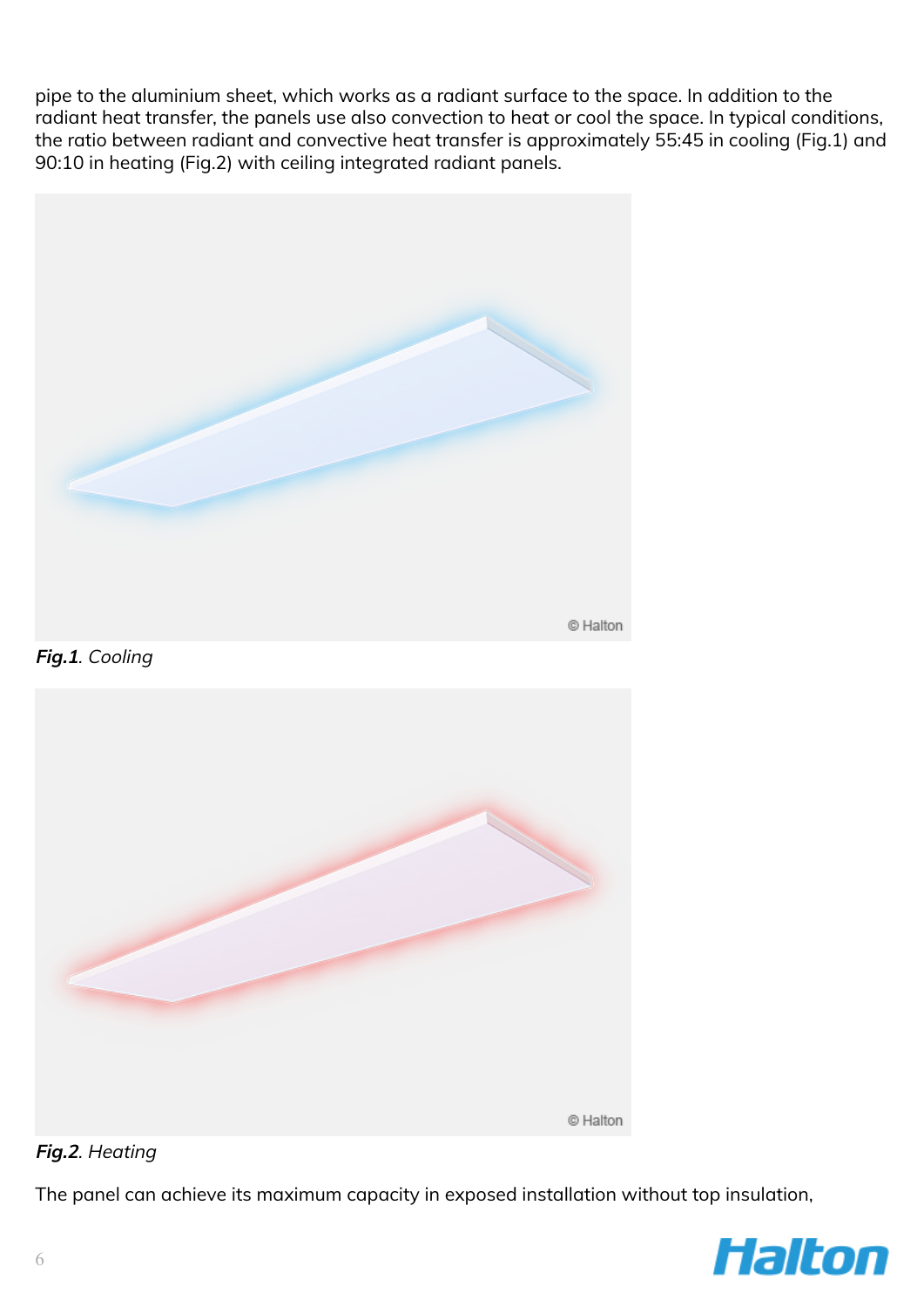pipe to the aluminium sheet, which works as a radiant surface to the space. In addition to the radiant heat transfer, the panels use also convection to heat or cool the space. In typical conditions, the ratio between radiant and convective heat transfer is approximately 55:45 in cooling (Fig.1) and 90:10 in heating (Fig.2) with ceiling integrated radiant panels.

© Halton

***Fig.1***. *Cooling*

© Halton

***Fig.2***. *Heating*

The panel can achieve its maximum capacity in exposed installation without top insulation,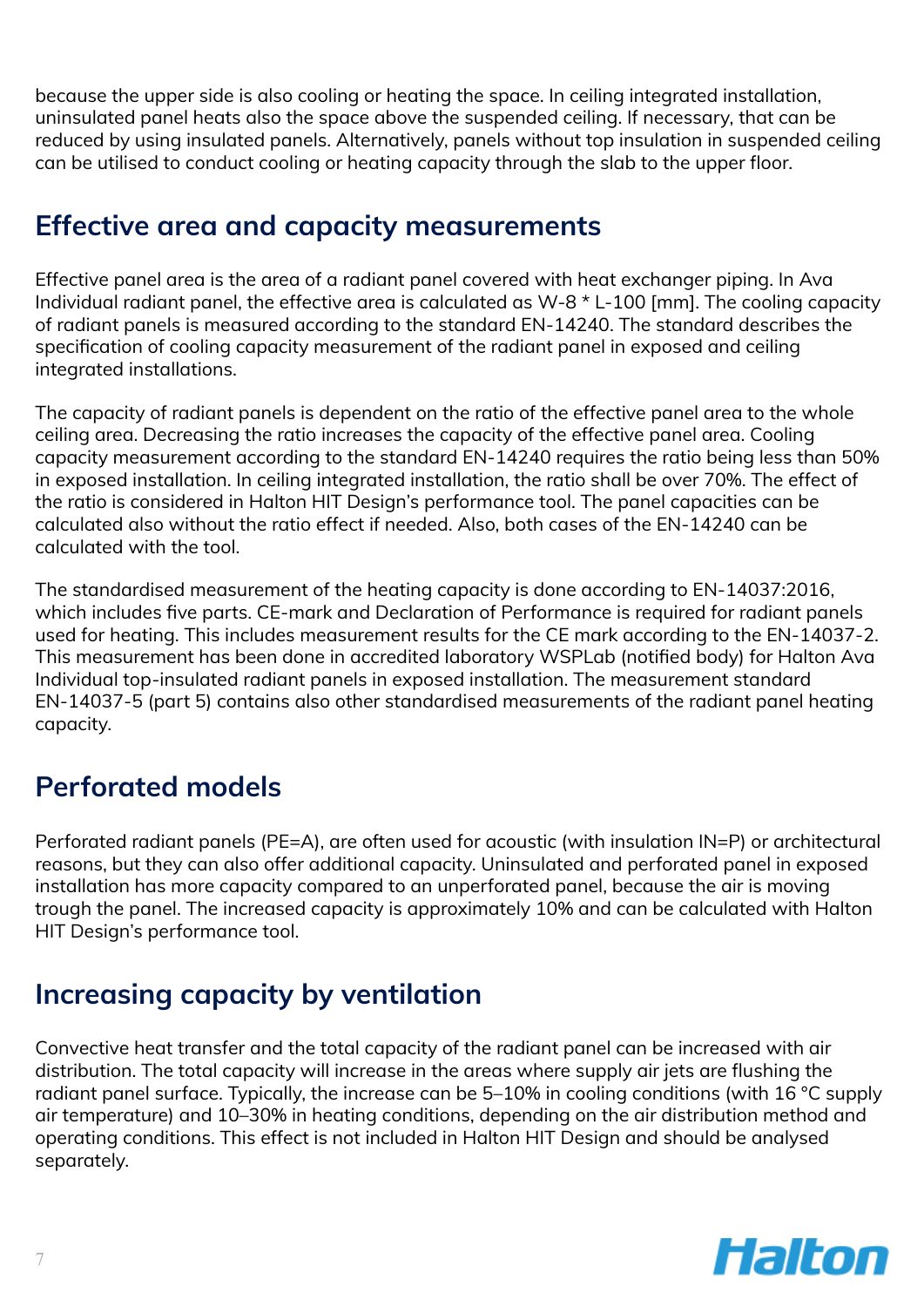because the upper side is also cooling or heating the space. In ceiling integrated installation, uninsulated panel heats also the space above the suspended ceiling. If necessary, that can be reduced by using insulated panels. Alternatively, panels without top insulation in suspended ceiling can be utilised to conduct cooling or heating capacity through the slab to the upper floor.

## Effective area and capacity measurements

Effective panel area is the area of a radiant panel covered with heat exchanger piping. In Ava Individual radiant panel, the effective area is calculated as W-8 * L-100 [mm]. The cooling capacity of radiant panels is measured according to the standard EN-14240. The standard describes the specification of cooling capacity measurement of the radiant panel in exposed and ceiling integrated installations.

The capacity of radiant panels is dependent on the ratio of the effective panel area to the whole ceiling area. Decreasing the ratio increases the capacity of the effective panel area. Cooling capacity measurement according to the standard EN-14240 requires the ratio being less than 50% in exposed installation. In ceiling integrated installation, the ratio shall be over 70%. The effect of the ratio is considered in Halton HIT Design's performance tool. The panel capacities can be calculated also without the ratio effect if needed. Also, both cases of the EN-14240 can be calculated with the tool.

The standardised measurement of the heating capacity is done according to EN-14037:2016, which includes five parts. CE-mark and Declaration of Performance is required for radiant panels used for heating. This includes measurement results for the CE mark according to the EN-14037-2. This measurement has been done in accredited laboratory WSPLab (notified body) for Halton Ava Individual top-insulated radiant panels in exposed installation. The measurement standard EN-14037-5 (part 5) contains also other standardised measurements of the radiant panel heating capacity.

## Perforated models

Perforated radiant panels (PE=A), are often used for acoustic (with insulation IN=P) or architectural reasons, but they can also offer additional capacity. Uninsulated and perforated panel in exposed installation has more capacity compared to an unperforated panel, because the air is moving trough the panel. The increased capacity is approximately 10% and can be calculated with Halton HIT Design's performance tool.

## Increasing capacity by ventilation

Convective heat transfer and the total capacity of the radiant panel can be increased with air distribution. The total capacity will increase in the areas where supply air jets are flushing the radiant panel surface. Typically, the increase can be 5–10% in cooling conditions (with 16 °C supply air temperature) and 10–30% in heating conditions, depending on the air distribution method and operating conditions. This effect is not included in Halton HIT Design and should be analysed separately.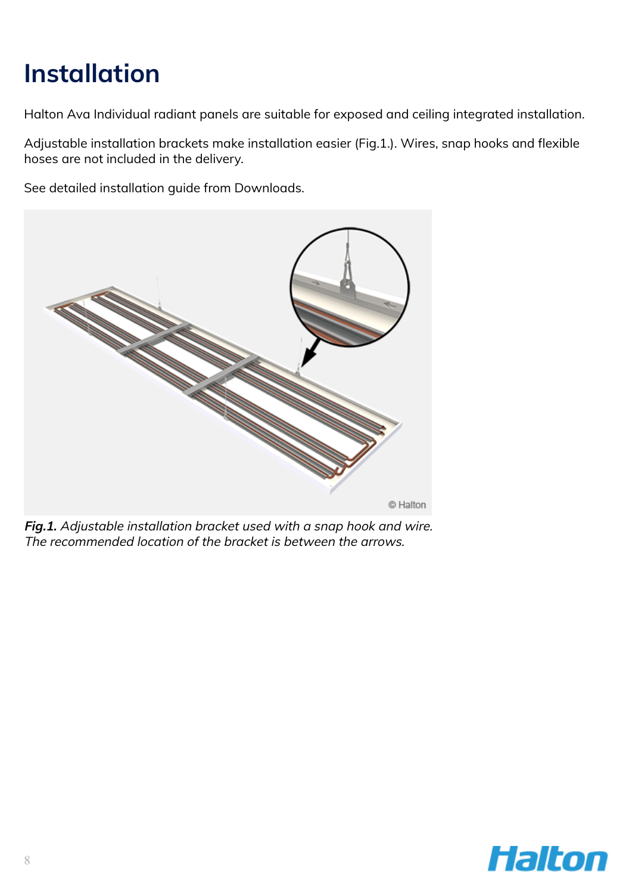# Installation

Halton Ava Individual radiant panels are suitable for exposed and ceiling integrated installation.

Adjustable installation brackets make installation easier (Fig.1.). Wires, snap hooks and flexible hoses are not included in the delivery.

See detailed installation guide from Downloads.

© Halton

***Fig.1.*** *Adjustable installation bracket used with a snap hook and wire. The recommended location of the bracket is between the arrows.*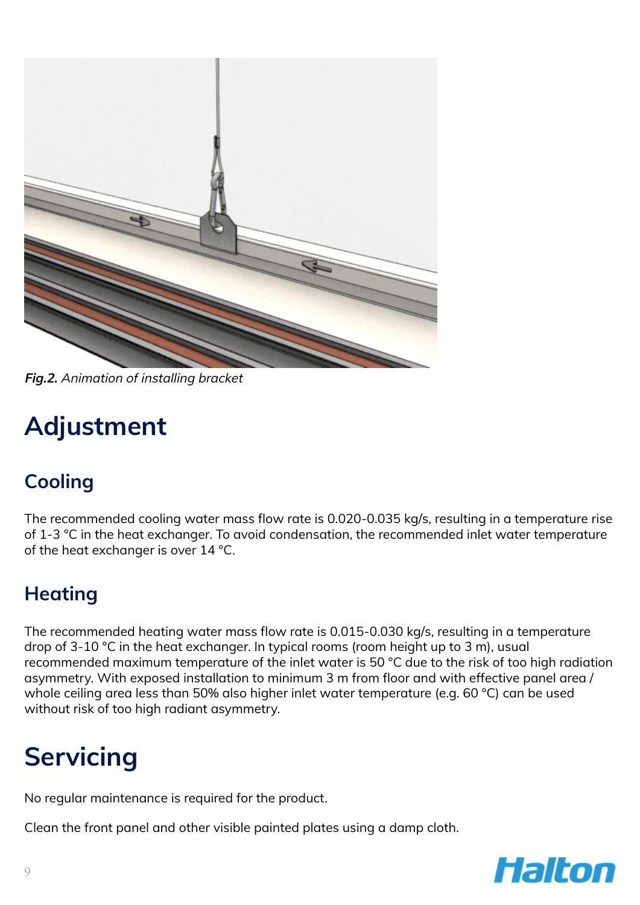*Fig.2. Animation of installing bracket*

# Adjustment

## Cooling

The recommended cooling water mass flow rate is 0.020-0.035 kg/s, resulting in a temperature rise of 1-3 °C in the heat exchanger. To avoid condensation, the recommended inlet water temperature of the heat exchanger is over 14 °C.

## Heating

The recommended heating water mass flow rate is 0.015-0.030 kg/s, resulting in a temperature drop of 3-10 °C in the heat exchanger. In typical rooms (room height up to 3 m), usual recommended maximum temperature of the inlet water is 50 °C due to the risk of too high radiation asymmetry. With exposed installation to minimum 3 m from floor and with effective panel area / whole ceiling area less than 50% also higher inlet water temperature (e.g. 60 °C) can be used without risk of too high radiant asymmetry.

# Servicing

No regular maintenance is required for the product.

Clean the front panel and other visible painted plates using a damp cloth.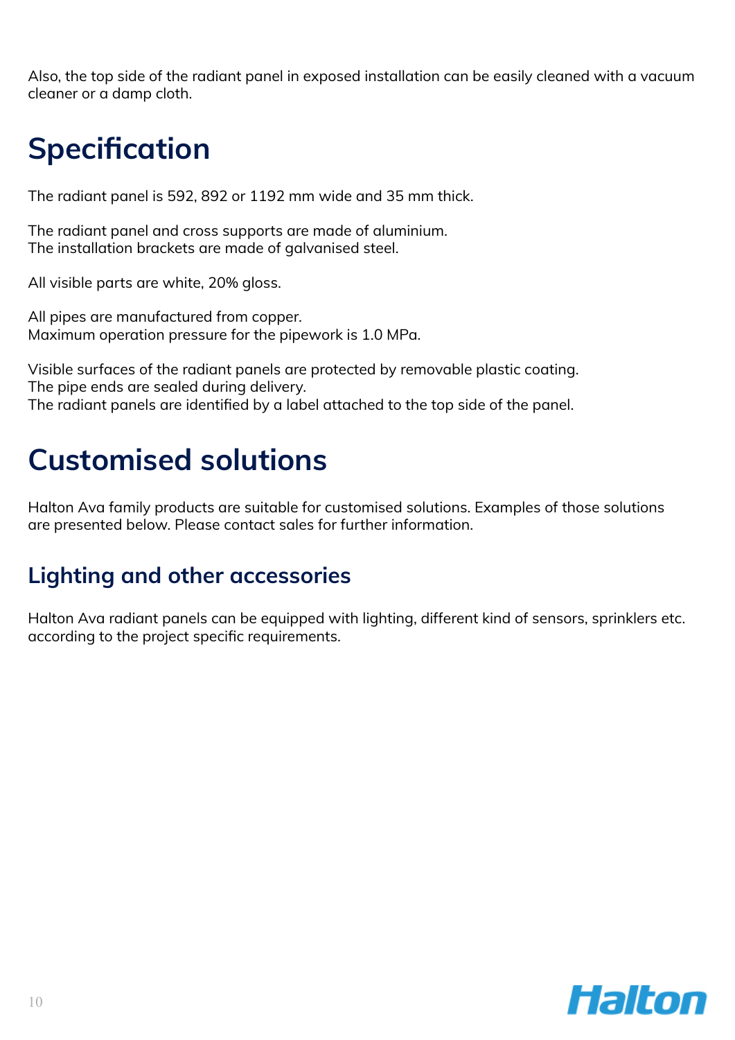Also, the top side of the radiant panel in exposed installation can be easily cleaned with a vacuum cleaner or a damp cloth.

# Specification

The radiant panel is 592, 892 or 1192 mm wide and 35 mm thick.

The radiant panel and cross supports are made of aluminium.
The installation brackets are made of galvanised steel.

All visible parts are white, 20% gloss.

All pipes are manufactured from copper.
Maximum operation pressure for the pipework is 1.0 MPa.

Visible surfaces of the radiant panels are protected by removable plastic coating.
The pipe ends are sealed during delivery.
The radiant panels are identified by a label attached to the top side of the panel.

# Customised solutions

Halton Ava family products are suitable for customised solutions. Examples of those solutions are presented below. Please contact sales for further information.

## Lighting and other accessories

Halton Ava radiant panels can be equipped with lighting, different kind of sensors, sprinklers etc. according to the project specific requirements.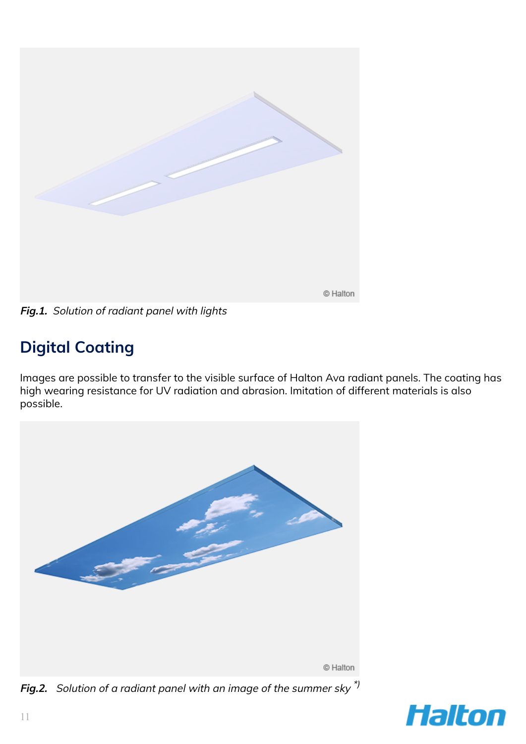© Halton

*Fig.1. Solution of radiant panel with lights*

## Digital Coating

Images are possible to transfer to the visible surface of Halton Ava radiant panels. The coating has high wearing resistance for UV radiation and abrasion. Imitation of different materials is also possible.

© Halton

*Fig.2. Solution of a radiant panel with an image of the summer sky* *)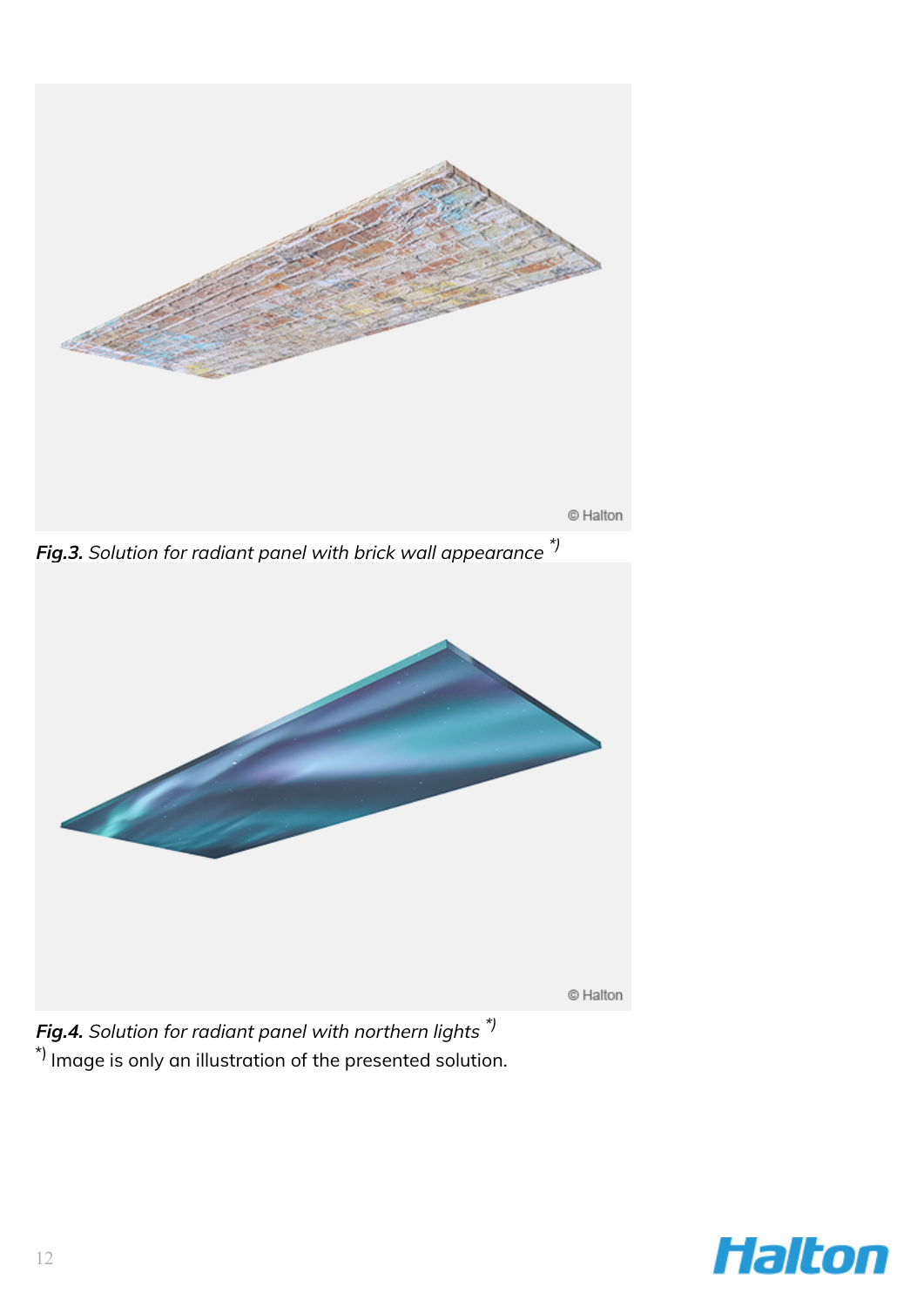**Fig.3.** *Solution for radiant panel with brick wall appearance* *)

**Fig.4.** *Solution for radiant panel with northern lights* *)

*) Image is only an illustration of the presented solution.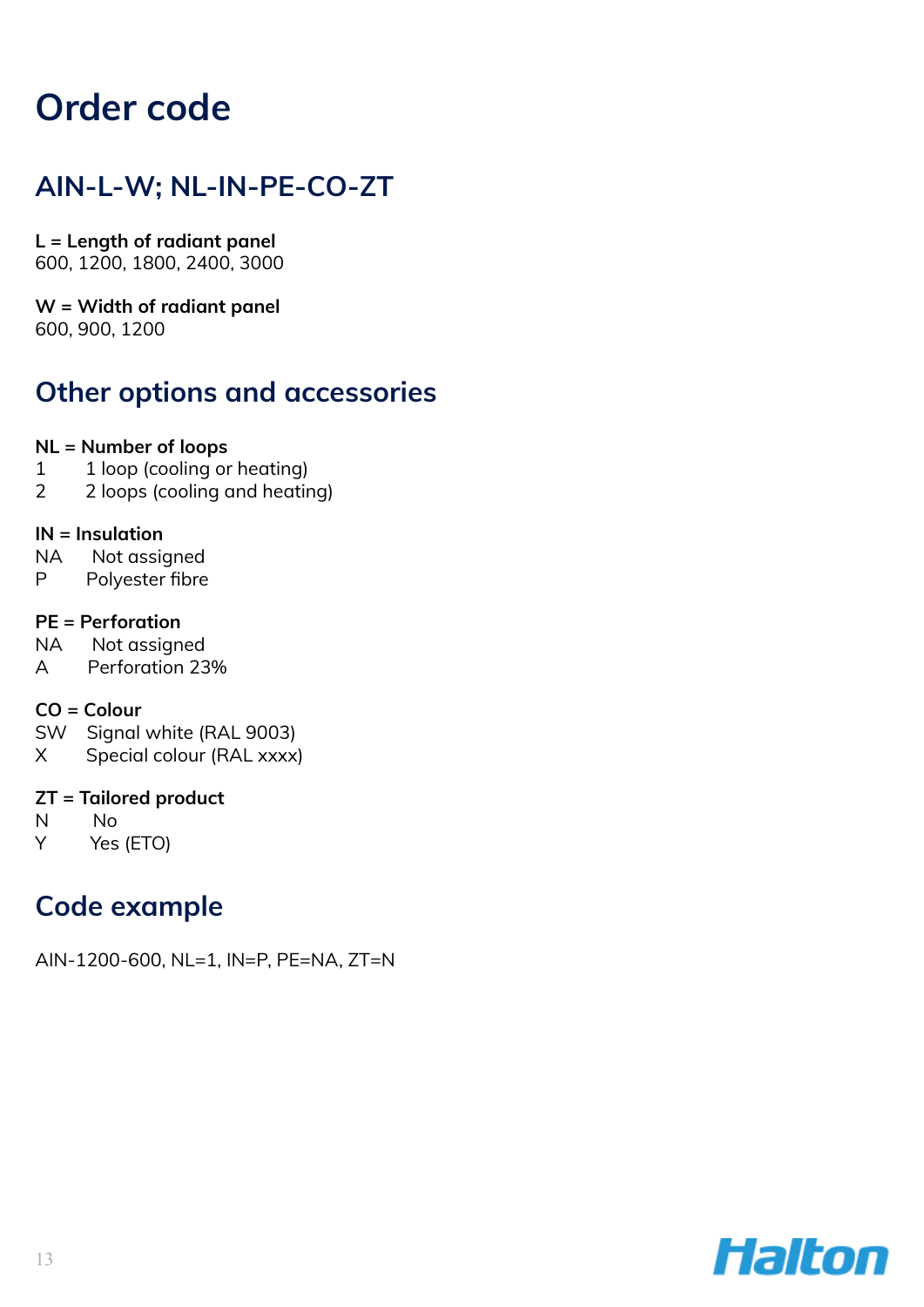# Order code

## AIN-L-W; NL-IN-PE-CO-ZT

**L = Length of radiant panel**
600, 1200, 1800, 2400, 3000

**W = Width of radiant panel**
600, 900, 1200

## Other options and accessories

**NL = Number of loops**
1 1 loop (cooling or heating)
2 2 loops (cooling and heating)

**IN = Insulation**
NA Not assigned
P Polyester fibre

**PE = Perforation**
NA Not assigned
A Perforation 23%

**CO = Colour**
SW Signal white (RAL 9003)
X Special colour (RAL xxxx)

**ZT = Tailored product**
N No
Y Yes (ETO)

## Code example

AIN-1200-600, NL=1, IN=P, PE=NA, ZT=N